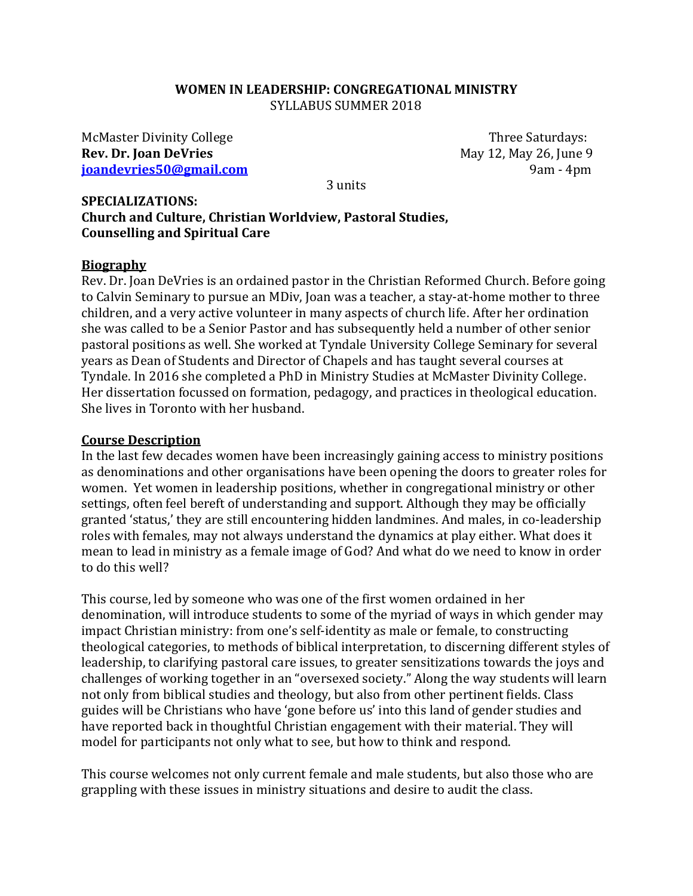# WOMEN IN LEADERSHIP: CONGREGATIONAL MINISTRY

SYLLABUS SUMMER 2018

McMaster Divinity College
**Rev. Dr. Joan DeVries**
**joandevries50@gmail.com**

Three Saturdays:
May 12, May 26, June 9
9am - 4pm

3 units

**SPECIALIZATIONS:**
**Church and Culture, Christian Worldview, Pastoral Studies, Counselling and Spiritual Care**

## Biography

Rev. Dr. Joan DeVries is an ordained pastor in the Christian Reformed Church. Before going to Calvin Seminary to pursue an MDiv, Joan was a teacher, a stay-at-home mother to three children, and a very active volunteer in many aspects of church life. After her ordination she was called to be a Senior Pastor and has subsequently held a number of other senior pastoral positions as well. She worked at Tyndale University College Seminary for several years as Dean of Students and Director of Chapels and has taught several courses at Tyndale. In 2016 she completed a PhD in Ministry Studies at McMaster Divinity College. Her dissertation focussed on formation, pedagogy, and practices in theological education. She lives in Toronto with her husband.

## Course Description

In the last few decades women have been increasingly gaining access to ministry positions as denominations and other organisations have been opening the doors to greater roles for women. Yet women in leadership positions, whether in congregational ministry or other settings, often feel bereft of understanding and support. Although they may be officially granted 'status,' they are still encountering hidden landmines. And males, in co-leadership roles with females, may not always understand the dynamics at play either. What does it mean to lead in ministry as a female image of God? And what do we need to know in order to do this well?

This course, led by someone who was one of the first women ordained in her denomination, will introduce students to some of the myriad of ways in which gender may impact Christian ministry: from one's self-identity as male or female, to constructing theological categories, to methods of biblical interpretation, to discerning different styles of leadership, to clarifying pastoral care issues, to greater sensitizations towards the joys and challenges of working together in an "oversexed society." Along the way students will learn not only from biblical studies and theology, but also from other pertinent fields. Class guides will be Christians who have 'gone before us' into this land of gender studies and have reported back in thoughtful Christian engagement with their material. They will model for participants not only what to see, but how to think and respond.

This course welcomes not only current female and male students, but also those who are grappling with these issues in ministry situations and desire to audit the class.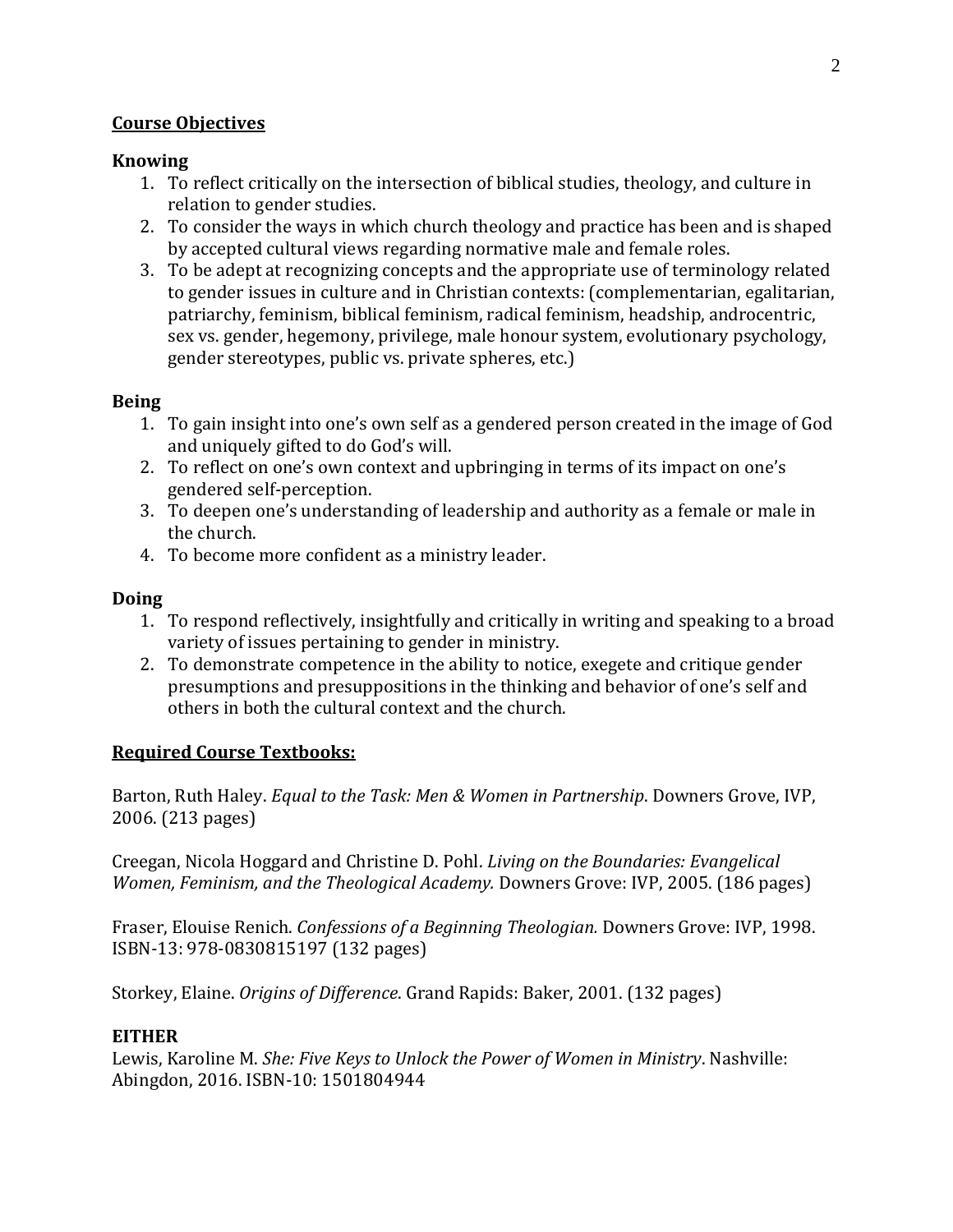## Course Objectives

### Knowing

1. To reflect critically on the intersection of biblical studies, theology, and culture in relation to gender studies.
2. To consider the ways in which church theology and practice has been and is shaped by accepted cultural views regarding normative male and female roles.
3. To be adept at recognizing concepts and the appropriate use of terminology related to gender issues in culture and in Christian contexts: (complementarian, egalitarian, patriarchy, feminism, biblical feminism, radical feminism, headship, androcentric, sex vs. gender, hegemony, privilege, male honour system, evolutionary psychology, gender stereotypes, public vs. private spheres, etc.)

### Being

1. To gain insight into one's own self as a gendered person created in the image of God and uniquely gifted to do God's will.
2. To reflect on one's own context and upbringing in terms of its impact on one's gendered self-perception.
3. To deepen one's understanding of leadership and authority as a female or male in the church.
4. To become more confident as a ministry leader.

### Doing

1. To respond reflectively, insightfully and critically in writing and speaking to a broad variety of issues pertaining to gender in ministry.
2. To demonstrate competence in the ability to notice, exegete and critique gender presumptions and presuppositions in the thinking and behavior of one's self and others in both the cultural context and the church.

## Required Course Textbooks:

Barton, Ruth Haley. *Equal to the Task: Men & Women in Partnership*. Downers Grove, IVP, 2006. (213 pages)

Creegan, Nicola Hoggard and Christine D. Pohl. *Living on the Boundaries: Evangelical Women, Feminism, and the Theological Academy.* Downers Grove: IVP, 2005. (186 pages)

Fraser, Elouise Renich. *Confessions of a Beginning Theologian.* Downers Grove: IVP, 1998. ISBN-13: 978-0830815197 (132 pages)

Storkey, Elaine. *Origins of Difference*. Grand Rapids: Baker, 2001. (132 pages)

**EITHER**

Lewis, Karoline M. *She: Five Keys to Unlock the Power of Women in Ministry*. Nashville: Abingdon, 2016. ISBN-10: 1501804944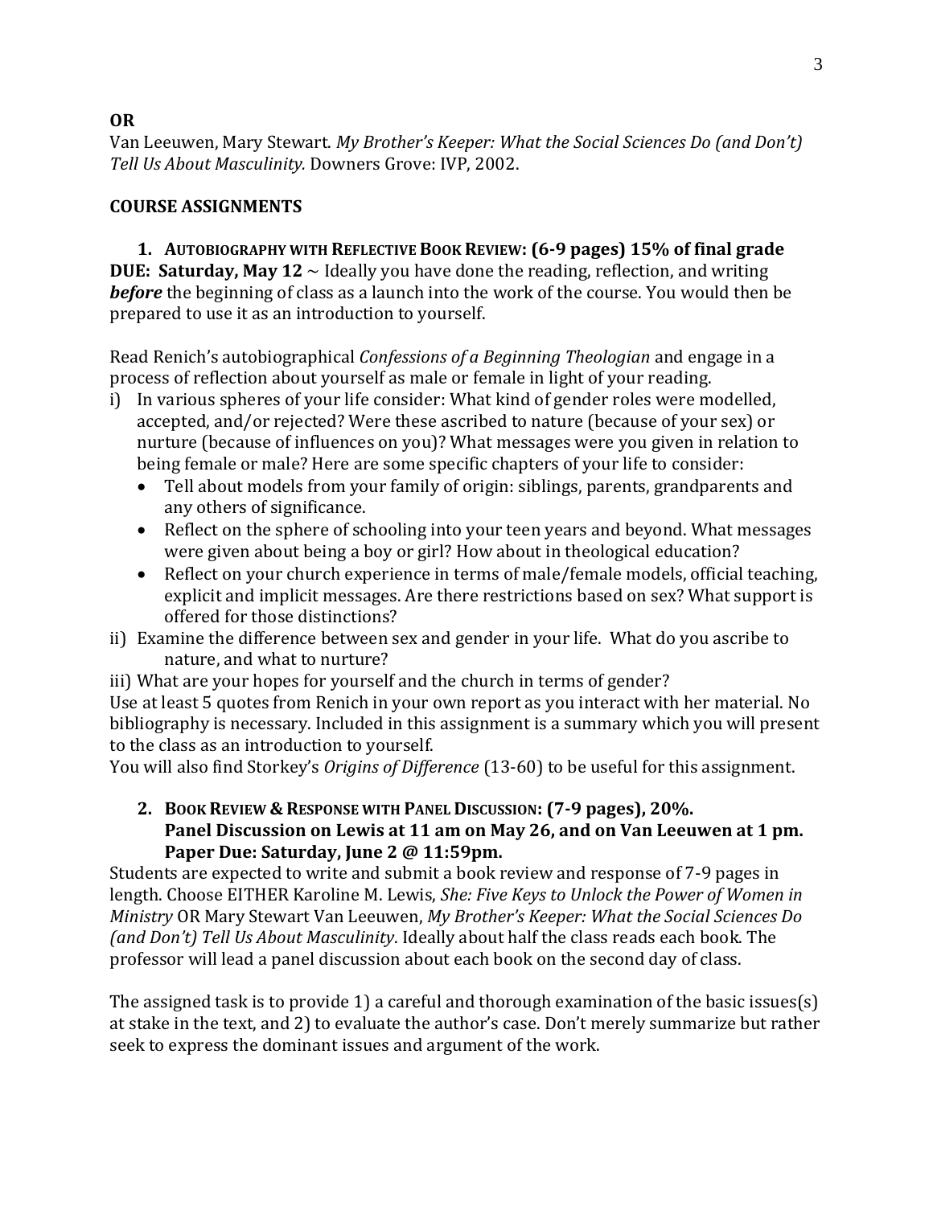**OR**

Van Leeuwen, Mary Stewart. *My Brother's Keeper: What the Social Sciences Do (and Don't) Tell Us About Masculinity.* Downers Grove: IVP, 2002.

## COURSE ASSIGNMENTS

### 1. AUTOBIOGRAPHY WITH REFLECTIVE BOOK REVIEW: (6-9 pages) 15% of final grade

**DUE: Saturday, May 12** ~ Ideally you have done the reading, reflection, and writing ***before*** the beginning of class as a launch into the work of the course. You would then be prepared to use it as an introduction to yourself.

Read Renich's autobiographical *Confessions of a Beginning Theologian* and engage in a process of reflection about yourself as male or female in light of your reading.

i) In various spheres of your life consider: What kind of gender roles were modelled, accepted, and/or rejected? Were these ascribed to nature (because of your sex) or nurture (because of influences on you)? What messages were you given in relation to being female or male? Here are some specific chapters of your life to consider:
   - Tell about models from your family of origin: siblings, parents, grandparents and any others of significance.
   - Reflect on the sphere of schooling into your teen years and beyond. What messages were given about being a boy or girl? How about in theological education?
   - Reflect on your church experience in terms of male/female models, official teaching, explicit and implicit messages. Are there restrictions based on sex? What support is offered for those distinctions?

ii) Examine the difference between sex and gender in your life. What do you ascribe to nature, and what to nurture?

iii) What are your hopes for yourself and the church in terms of gender?

Use at least 5 quotes from Renich in your own report as you interact with her material. No bibliography is necessary. Included in this assignment is a summary which you will present to the class as an introduction to yourself.

You will also find Storkey's *Origins of Difference* (13-60) to be useful for this assignment.

### 2. BOOK REVIEW & RESPONSE WITH PANEL DISCUSSION: (7-9 pages), 20%. Panel Discussion on Lewis at 11 am on May 26, and on Van Leeuwen at 1 pm. Paper Due: Saturday, June 2 @ 11:59pm.

Students are expected to write and submit a book review and response of 7-9 pages in length. Choose EITHER Karoline M. Lewis, *She: Five Keys to Unlock the Power of Women in Ministry* OR Mary Stewart Van Leeuwen, *My Brother's Keeper: What the Social Sciences Do (and Don't) Tell Us About Masculinity*. Ideally about half the class reads each book. The professor will lead a panel discussion about each book on the second day of class.

The assigned task is to provide 1) a careful and thorough examination of the basic issues(s) at stake in the text, and 2) to evaluate the author's case. Don't merely summarize but rather seek to express the dominant issues and argument of the work.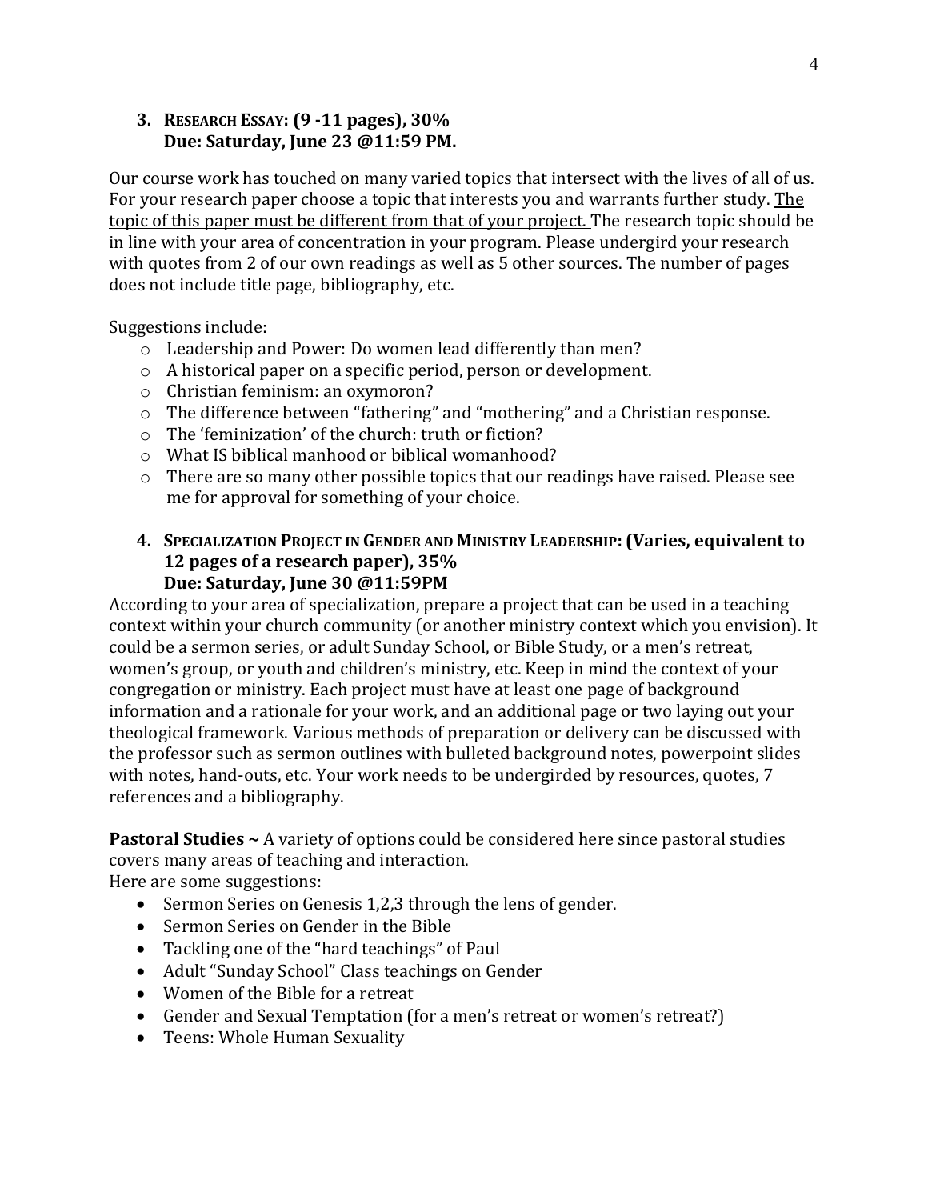### 3. **Research Essay: (9 -11 pages), 30%**
**Due: Saturday, June 23 @11:59 PM.**

Our course work has touched on many varied topics that intersect with the lives of all of us. For your research paper choose a topic that interests you and warrants further study. <u>The topic of this paper must be different from that of your project.</u> The research topic should be in line with your area of concentration in your program. Please undergird your research with quotes from 2 of our own readings as well as 5 other sources. The number of pages does not include title page, bibliography, etc.

Suggestions include:

- Leadership and Power: Do women lead differently than men?
- A historical paper on a specific period, person or development.
- Christian feminism: an oxymoron?
- The difference between "fathering" and "mothering" and a Christian response.
- The 'feminization' of the church: truth or fiction?
- What IS biblical manhood or biblical womanhood?
- There are so many other possible topics that our readings have raised. Please see me for approval for something of your choice.

### 4. **Specialization Project in Gender and Ministry Leadership: (Varies, equivalent to 12 pages of a research paper), 35%**
**Due: Saturday, June 30 @11:59PM**

According to your area of specialization, prepare a project that can be used in a teaching context within your church community (or another ministry context which you envision). It could be a sermon series, or adult Sunday School, or Bible Study, or a men's retreat, women's group, or youth and children's ministry, etc. Keep in mind the context of your congregation or ministry. Each project must have at least one page of background information and a rationale for your work, and an additional page or two laying out your theological framework. Various methods of preparation or delivery can be discussed with the professor such as sermon outlines with bulleted background notes, powerpoint slides with notes, hand-outs, etc. Your work needs to be undergirded by resources, quotes, 7 references and a bibliography.

**Pastoral Studies ~** A variety of options could be considered here since pastoral studies covers many areas of teaching and interaction.
Here are some suggestions:

- Sermon Series on Genesis 1,2,3 through the lens of gender.
- Sermon Series on Gender in the Bible
- Tackling one of the "hard teachings" of Paul
- Adult "Sunday School" Class teachings on Gender
- Women of the Bible for a retreat
- Gender and Sexual Temptation (for a men's retreat or women's retreat?)
- Teens: Whole Human Sexuality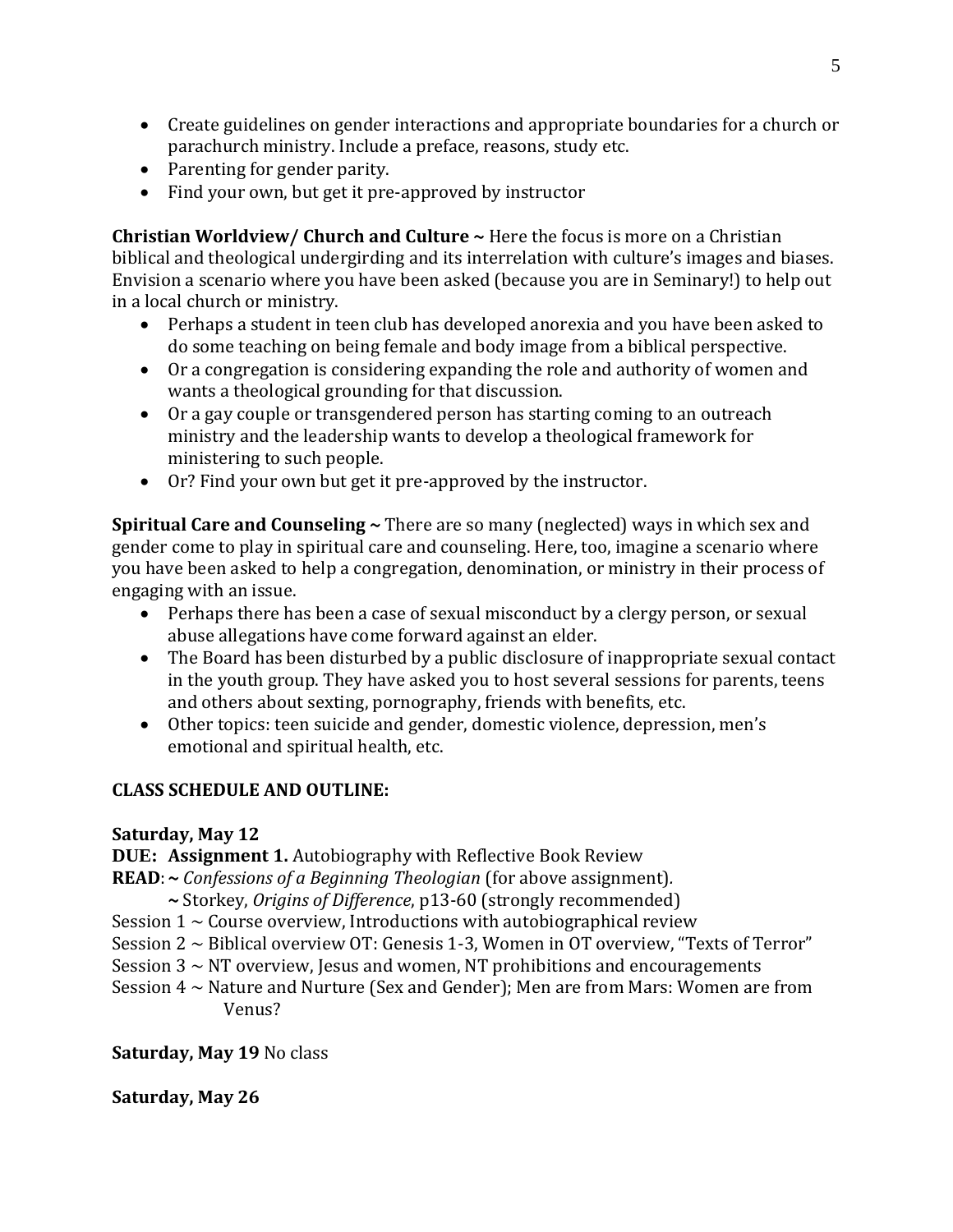- Create guidelines on gender interactions and appropriate boundaries for a church or parachurch ministry. Include a preface, reasons, study etc.
- Parenting for gender parity.
- Find your own, but get it pre-approved by instructor

**Christian Worldview/ Church and Culture ~** Here the focus is more on a Christian biblical and theological undergirding and its interrelation with culture's images and biases. Envision a scenario where you have been asked (because you are in Seminary!) to help out in a local church or ministry.

- Perhaps a student in teen club has developed anorexia and you have been asked to do some teaching on being female and body image from a biblical perspective.
- Or a congregation is considering expanding the role and authority of women and wants a theological grounding for that discussion.
- Or a gay couple or transgendered person has starting coming to an outreach ministry and the leadership wants to develop a theological framework for ministering to such people.
- Or? Find your own but get it pre-approved by the instructor.

**Spiritual Care and Counseling ~** There are so many (neglected) ways in which sex and gender come to play in spiritual care and counseling. Here, too, imagine a scenario where you have been asked to help a congregation, denomination, or ministry in their process of engaging with an issue.

- Perhaps there has been a case of sexual misconduct by a clergy person, or sexual abuse allegations have come forward against an elder.
- The Board has been disturbed by a public disclosure of inappropriate sexual contact in the youth group. They have asked you to host several sessions for parents, teens and others about sexting, pornography, friends with benefits, etc.
- Other topics: teen suicide and gender, domestic violence, depression, men's emotional and spiritual health, etc.

**CLASS SCHEDULE AND OUTLINE:**

**Saturday, May 12**

**DUE: Assignment 1.** Autobiography with Reflective Book Review

**READ**: **~** *Confessions of a Beginning Theologian* (for above assignment).

**~** Storkey, *Origins of Difference*, p13-60 (strongly recommended)

Session 1 ~ Course overview, Introductions with autobiographical review

Session 2 ~ Biblical overview OT: Genesis 1-3, Women in OT overview, "Texts of Terror"

Session 3 ~ NT overview, Jesus and women, NT prohibitions and encouragements

Session 4 ~ Nature and Nurture (Sex and Gender); Men are from Mars: Women are from Venus?

**Saturday, May 19** No class

**Saturday, May 26**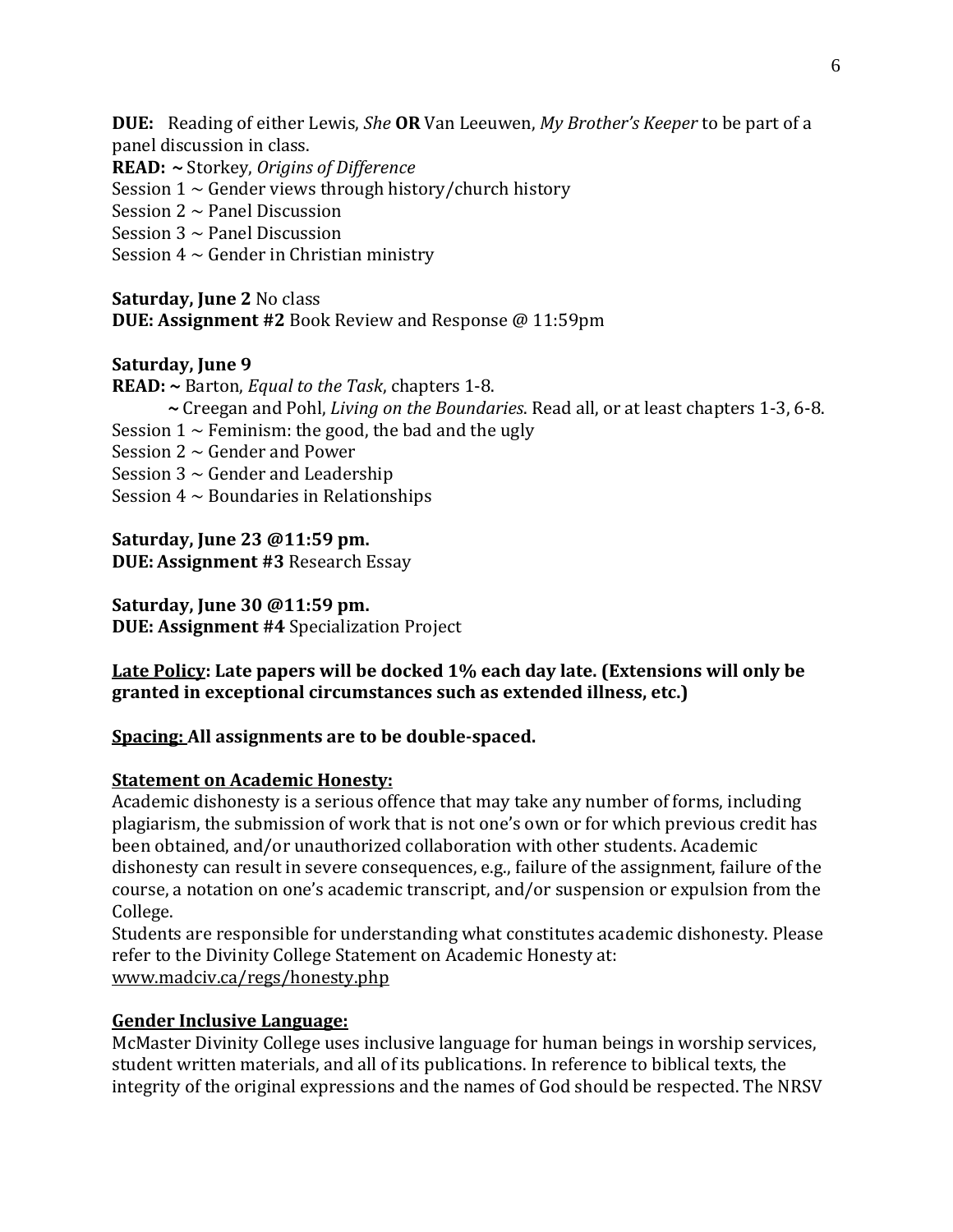**DUE:** Reading of either Lewis, *She* **OR** Van Leeuwen, *My Brother's Keeper* to be part of a panel discussion in class.
**READ: ~** Storkey, *Origins of Difference*
Session 1 ~ Gender views through history/church history
Session 2 ~ Panel Discussion
Session 3 ~ Panel Discussion
Session 4 ~ Gender in Christian ministry

**Saturday, June 2** No class
**DUE: Assignment #2** Book Review and Response @ 11:59pm

**Saturday, June 9**
**READ: ~** Barton, *Equal to the Task*, chapters 1-8.
**~** Creegan and Pohl, *Living on the Boundaries*. Read all, or at least chapters 1-3, 6-8.
Session 1 ~ Feminism: the good, the bad and the ugly
Session 2 ~ Gender and Power
Session 3 ~ Gender and Leadership
Session 4 ~ Boundaries in Relationships

**Saturday, June 23 @11:59 pm.**
**DUE: Assignment #3** Research Essay

**Saturday, June 30 @11:59 pm.**
**DUE: Assignment #4** Specialization Project

**<u>Late Policy</u>: Late papers will be docked 1% each day late. (Extensions will only be granted in exceptional circumstances such as extended illness, etc.)**

**<u>Spacing:</u> All assignments are to be double-spaced.**

**<u>Statement on Academic Honesty:</u>**
Academic dishonesty is a serious offence that may take any number of forms, including plagiarism, the submission of work that is not one's own or for which previous credit has been obtained, and/or unauthorized collaboration with other students. Academic dishonesty can result in severe consequences, e.g., failure of the assignment, failure of the course, a notation on one's academic transcript, and/or suspension or expulsion from the College.
Students are responsible for understanding what constitutes academic dishonesty. Please refer to the Divinity College Statement on Academic Honesty at: www.madciv.ca/regs/honesty.php

**<u>Gender Inclusive Language:</u>**
McMaster Divinity College uses inclusive language for human beings in worship services, student written materials, and all of its publications. In reference to biblical texts, the integrity of the original expressions and the names of God should be respected. The NRSV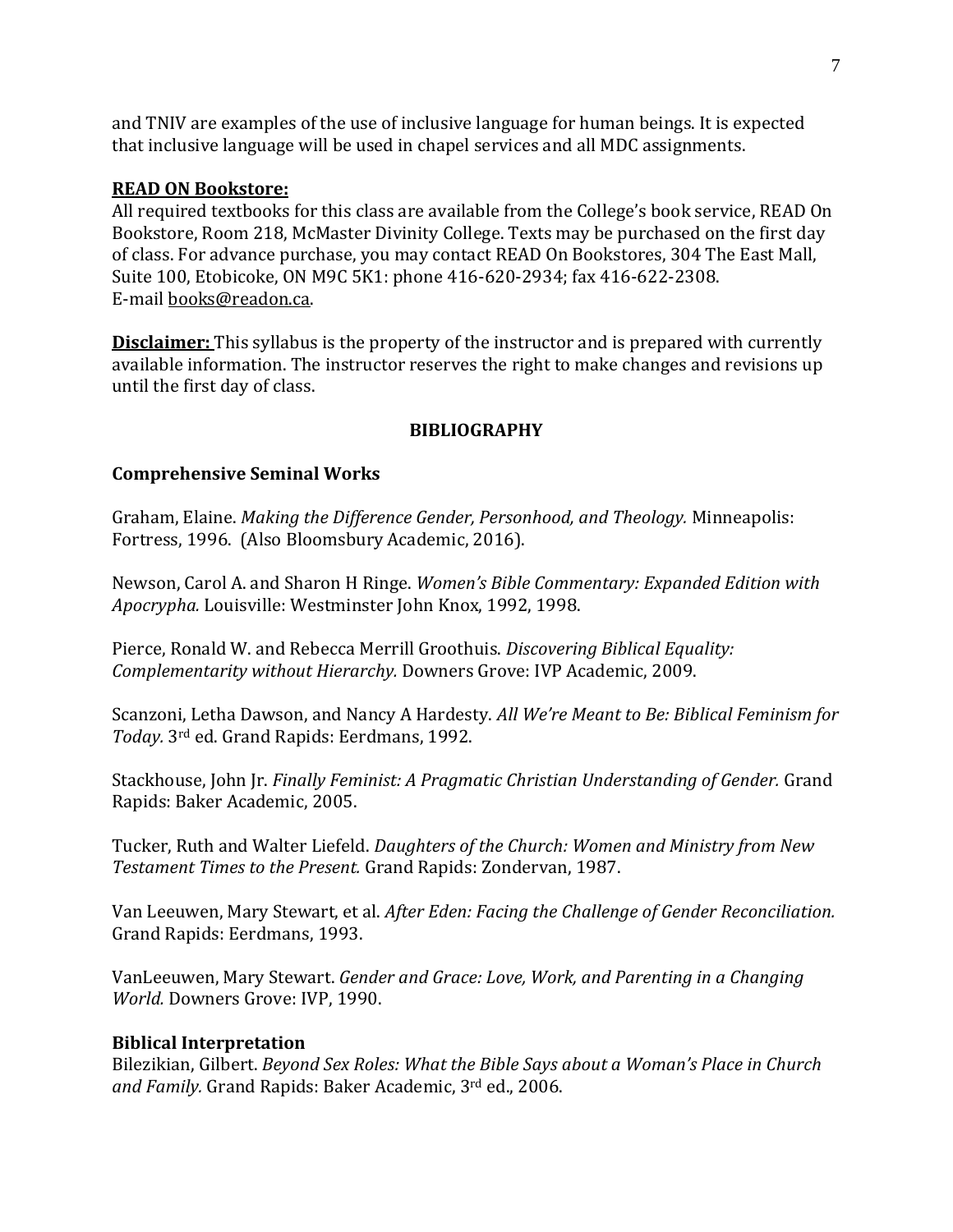and TNIV are examples of the use of inclusive language for human beings. It is expected that inclusive language will be used in chapel services and all MDC assignments.

**READ ON Bookstore:**

All required textbooks for this class are available from the College's book service, READ On Bookstore, Room 218, McMaster Divinity College. Texts may be purchased on the first day of class. For advance purchase, you may contact READ On Bookstores, 304 The East Mall, Suite 100, Etobicoke, ON M9C 5K1: phone 416-620-2934; fax 416-622-2308.
E-mail books@readon.ca.

**Disclaimer:** This syllabus is the property of the instructor and is prepared with currently available information. The instructor reserves the right to make changes and revisions up until the first day of class.

## BIBLIOGRAPHY

### Comprehensive Seminal Works

Graham, Elaine. *Making the Difference Gender, Personhood, and Theology.* Minneapolis: Fortress, 1996. (Also Bloomsbury Academic, 2016).

Newson, Carol A. and Sharon H Ringe. *Women's Bible Commentary: Expanded Edition with Apocrypha.* Louisville: Westminster John Knox, 1992, 1998.

Pierce, Ronald W. and Rebecca Merrill Groothuis. *Discovering Biblical Equality: Complementarity without Hierarchy.* Downers Grove: IVP Academic, 2009.

Scanzoni, Letha Dawson, and Nancy A Hardesty. *All We're Meant to Be: Biblical Feminism for Today.* 3rd ed. Grand Rapids: Eerdmans, 1992.

Stackhouse, John Jr. *Finally Feminist: A Pragmatic Christian Understanding of Gender.* Grand Rapids: Baker Academic, 2005.

Tucker, Ruth and Walter Liefeld. *Daughters of the Church: Women and Ministry from New Testament Times to the Present.* Grand Rapids: Zondervan, 1987.

Van Leeuwen, Mary Stewart, et al. *After Eden: Facing the Challenge of Gender Reconciliation.* Grand Rapids: Eerdmans, 1993.

VanLeeuwen, Mary Stewart. *Gender and Grace: Love, Work, and Parenting in a Changing World.* Downers Grove: IVP, 1990.

### Biblical Interpretation

Bilezikian, Gilbert. *Beyond Sex Roles: What the Bible Says about a Woman's Place in Church and Family.* Grand Rapids: Baker Academic, 3rd ed., 2006.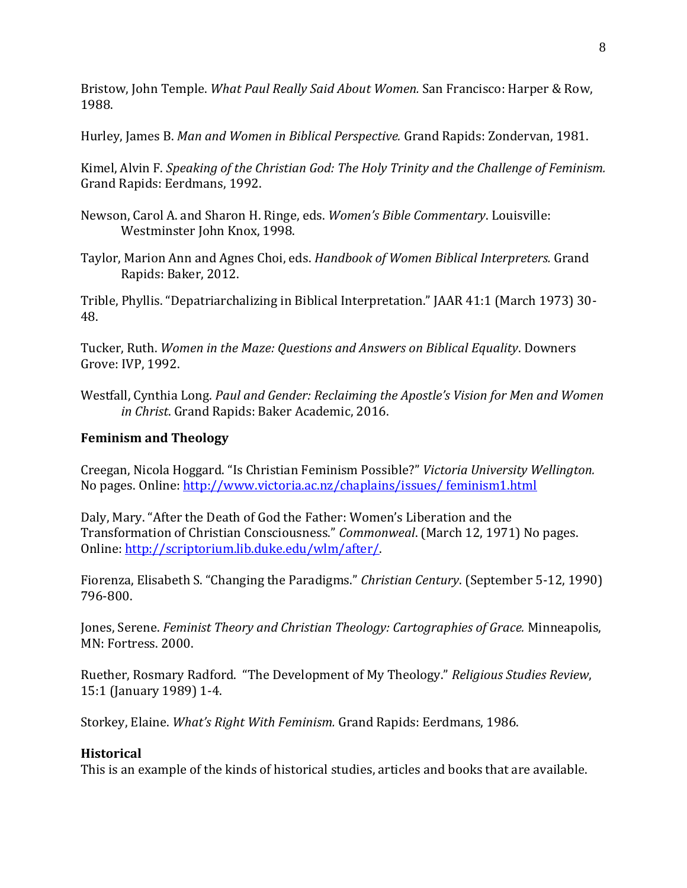Bristow, John Temple. *What Paul Really Said About Women.* San Francisco: Harper & Row, 1988.

Hurley, James B. *Man and Women in Biblical Perspective.* Grand Rapids: Zondervan, 1981.

Kimel, Alvin F. *Speaking of the Christian God: The Holy Trinity and the Challenge of Feminism.* Grand Rapids: Eerdmans, 1992.

Newson, Carol A. and Sharon H. Ringe, eds. *Women's Bible Commentary*. Louisville: Westminster John Knox, 1998.

Taylor, Marion Ann and Agnes Choi, eds. *Handbook of Women Biblical Interpreters.* Grand Rapids: Baker, 2012.

Trible, Phyllis. "Depatriarchalizing in Biblical Interpretation." JAAR 41:1 (March 1973) 30-48.

Tucker, Ruth. *Women in the Maze: Questions and Answers on Biblical Equality*. Downers Grove: IVP, 1992.

Westfall, Cynthia Long. *Paul and Gender: Reclaiming the Apostle's Vision for Men and Women in Christ*. Grand Rapids: Baker Academic, 2016.

**Feminism and Theology**

Creegan, Nicola Hoggard. "Is Christian Feminism Possible?" *Victoria University Wellington.* No pages. Online: http://www.victoria.ac.nz/chaplains/issues/ feminism1.html

Daly, Mary. "After the Death of God the Father: Women's Liberation and the Transformation of Christian Consciousness." *Commonweal*. (March 12, 1971) No pages. Online: http://scriptorium.lib.duke.edu/wlm/after/.

Fiorenza, Elisabeth S. "Changing the Paradigms." *Christian Century*. (September 5-12, 1990) 796-800.

Jones, Serene. *Feminist Theory and Christian Theology: Cartographies of Grace.* Minneapolis, MN: Fortress. 2000.

Ruether, Rosmary Radford. "The Development of My Theology." *Religious Studies Review*, 15:1 (January 1989) 1-4.

Storkey, Elaine. *What's Right With Feminism.* Grand Rapids: Eerdmans, 1986.

**Historical**

This is an example of the kinds of historical studies, articles and books that are available.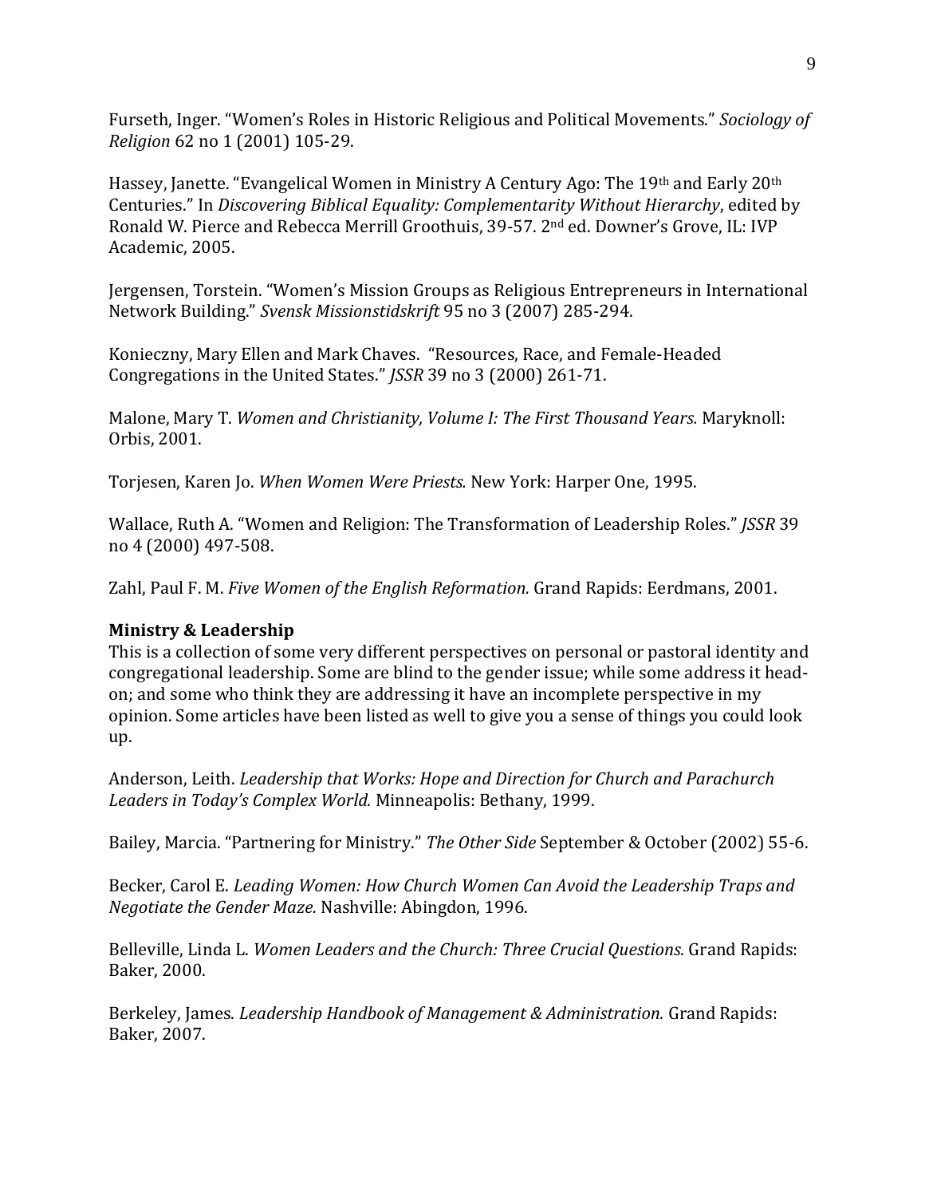Furseth, Inger. "Women's Roles in Historic Religious and Political Movements." *Sociology of Religion* 62 no 1 (2001) 105-29.

Hassey, Janette. "Evangelical Women in Ministry A Century Ago: The 19th and Early 20th Centuries." In *Discovering Biblical Equality: Complementarity Without Hierarchy*, edited by Ronald W. Pierce and Rebecca Merrill Groothuis, 39-57. 2nd ed. Downer's Grove, IL: IVP Academic, 2005.

Jergensen, Torstein. "Women's Mission Groups as Religious Entrepreneurs in International Network Building." *Svensk Missionstidskrift* 95 no 3 (2007) 285-294.

Konieczny, Mary Ellen and Mark Chaves. "Resources, Race, and Female-Headed Congregations in the United States." *JSSR* 39 no 3 (2000) 261-71.

Malone, Mary T. *Women and Christianity, Volume I: The First Thousand Years.* Maryknoll: Orbis, 2001.

Torjesen, Karen Jo. *When Women Were Priests.* New York: Harper One, 1995.

Wallace, Ruth A. "Women and Religion: The Transformation of Leadership Roles." *JSSR* 39 no 4 (2000) 497-508.

Zahl, Paul F. M. *Five Women of the English Reformation.* Grand Rapids: Eerdmans, 2001.

**Ministry & Leadership**

This is a collection of some very different perspectives on personal or pastoral identity and congregational leadership. Some are blind to the gender issue; while some address it head-on; and some who think they are addressing it have an incomplete perspective in my opinion. Some articles have been listed as well to give you a sense of things you could look up.

Anderson, Leith. *Leadership that Works: Hope and Direction for Church and Parachurch Leaders in Today's Complex World.* Minneapolis: Bethany, 1999.

Bailey, Marcia. "Partnering for Ministry." *The Other Side* September & October (2002) 55-6.

Becker, Carol E. *Leading Women: How Church Women Can Avoid the Leadership Traps and Negotiate the Gender Maze.* Nashville: Abingdon, 1996.

Belleville, Linda L. *Women Leaders and the Church: Three Crucial Questions.* Grand Rapids: Baker, 2000.

Berkeley, James. *Leadership Handbook of Management & Administration.* Grand Rapids: Baker, 2007.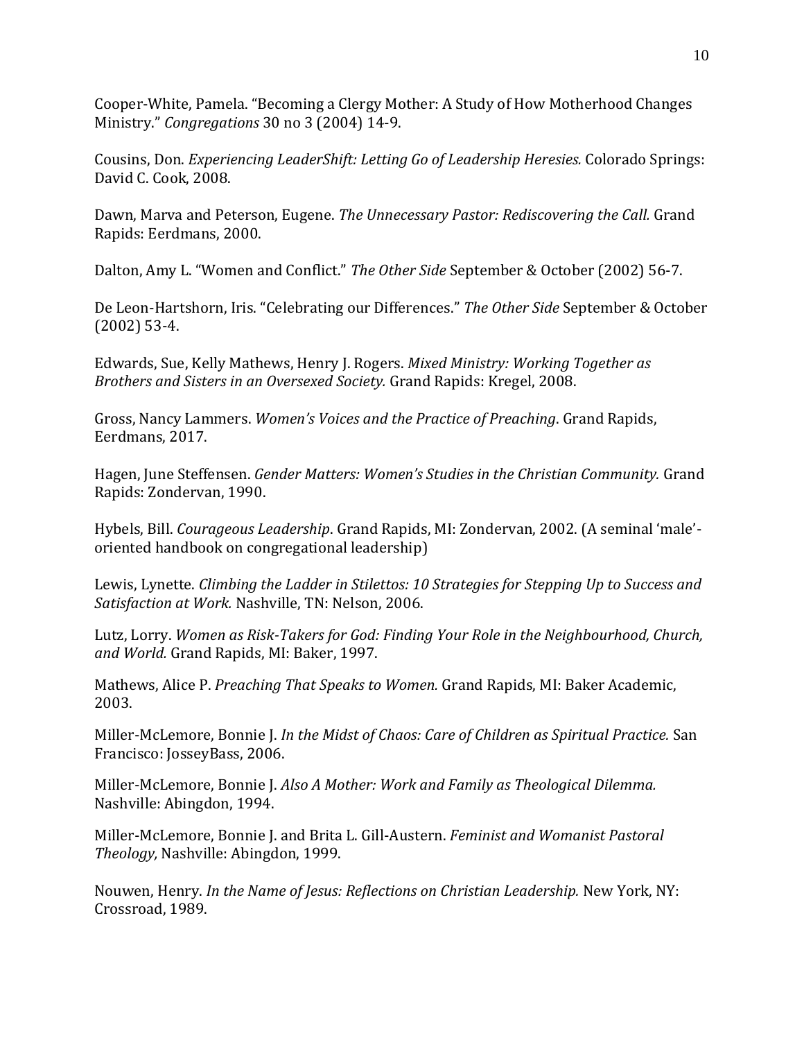Cooper-White, Pamela. "Becoming a Clergy Mother: A Study of How Motherhood Changes Ministry." *Congregations* 30 no 3 (2004) 14-9.

Cousins, Don. *Experiencing LeaderShift: Letting Go of Leadership Heresies.* Colorado Springs: David C. Cook, 2008.

Dawn, Marva and Peterson, Eugene. *The Unnecessary Pastor: Rediscovering the Call.* Grand Rapids: Eerdmans, 2000.

Dalton, Amy L. "Women and Conflict." *The Other Side* September & October (2002) 56-7.

De Leon-Hartshorn, Iris. "Celebrating our Differences." *The Other Side* September & October (2002) 53-4.

Edwards, Sue, Kelly Mathews, Henry J. Rogers. *Mixed Ministry: Working Together as Brothers and Sisters in an Oversexed Society.* Grand Rapids: Kregel, 2008.

Gross, Nancy Lammers. *Women's Voices and the Practice of Preaching*. Grand Rapids, Eerdmans, 2017.

Hagen, June Steffensen. *Gender Matters: Women's Studies in the Christian Community.* Grand Rapids: Zondervan, 1990.

Hybels, Bill. *Courageous Leadership*. Grand Rapids, MI: Zondervan, 2002. (A seminal 'male'-oriented handbook on congregational leadership)

Lewis, Lynette. *Climbing the Ladder in Stilettos: 10 Strategies for Stepping Up to Success and Satisfaction at Work.* Nashville, TN: Nelson, 2006.

Lutz, Lorry. *Women as Risk-Takers for God: Finding Your Role in the Neighbourhood, Church, and World.* Grand Rapids, MI: Baker, 1997.

Mathews, Alice P. *Preaching That Speaks to Women.* Grand Rapids, MI: Baker Academic, 2003.

Miller-McLemore, Bonnie J. *In the Midst of Chaos: Care of Children as Spiritual Practice.* San Francisco: JosseyBass, 2006.

Miller-McLemore, Bonnie J. *Also A Mother: Work and Family as Theological Dilemma.* Nashville: Abingdon, 1994.

Miller-McLemore, Bonnie J. and Brita L. Gill-Austern. *Feminist and Womanist Pastoral Theology,* Nashville: Abingdon, 1999.

Nouwen, Henry. *In the Name of Jesus: Reflections on Christian Leadership.* New York, NY: Crossroad, 1989.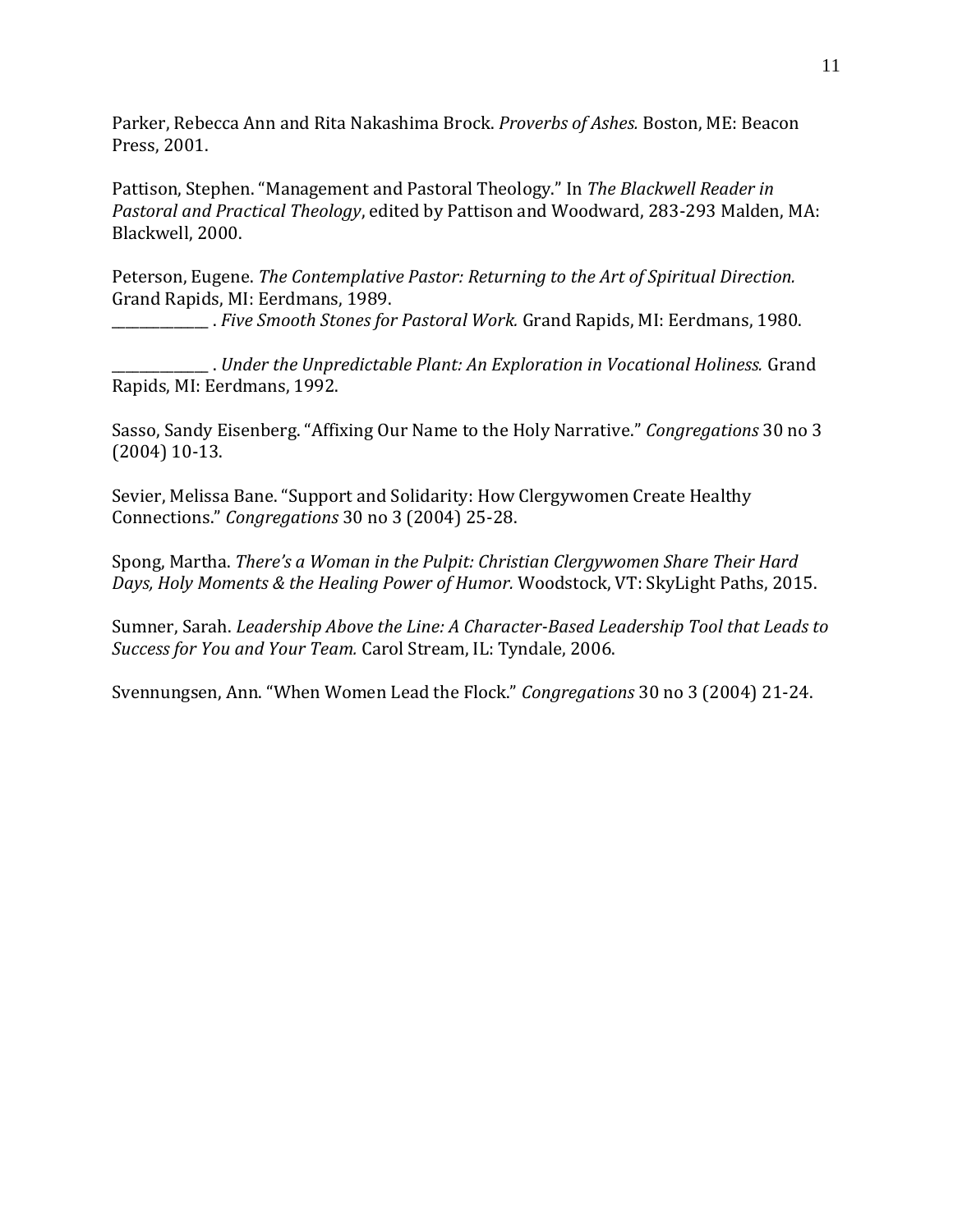Parker, Rebecca Ann and Rita Nakashima Brock. *Proverbs of Ashes.* Boston, ME: Beacon Press, 2001.

Pattison, Stephen. "Management and Pastoral Theology." In *The Blackwell Reader in Pastoral and Practical Theology*, edited by Pattison and Woodward, 283-293 Malden, MA: Blackwell, 2000.

Peterson, Eugene. *The Contemplative Pastor: Returning to the Art of Spiritual Direction.* Grand Rapids, MI: Eerdmans, 1989.
______________ . *Five Smooth Stones for Pastoral Work.* Grand Rapids, MI: Eerdmans, 1980.

______________ . *Under the Unpredictable Plant: An Exploration in Vocational Holiness.* Grand Rapids, MI: Eerdmans, 1992.

Sasso, Sandy Eisenberg. "Affixing Our Name to the Holy Narrative." *Congregations* 30 no 3 (2004) 10-13.

Sevier, Melissa Bane. "Support and Solidarity: How Clergywomen Create Healthy Connections." *Congregations* 30 no 3 (2004) 25-28.

Spong, Martha. *There's a Woman in the Pulpit: Christian Clergywomen Share Their Hard Days, Holy Moments & the Healing Power of Humor.* Woodstock, VT: SkyLight Paths, 2015.

Sumner, Sarah. *Leadership Above the Line: A Character-Based Leadership Tool that Leads to Success for You and Your Team.* Carol Stream, IL: Tyndale, 2006.

Svennungsen, Ann. "When Women Lead the Flock." *Congregations* 30 no 3 (2004) 21-24.